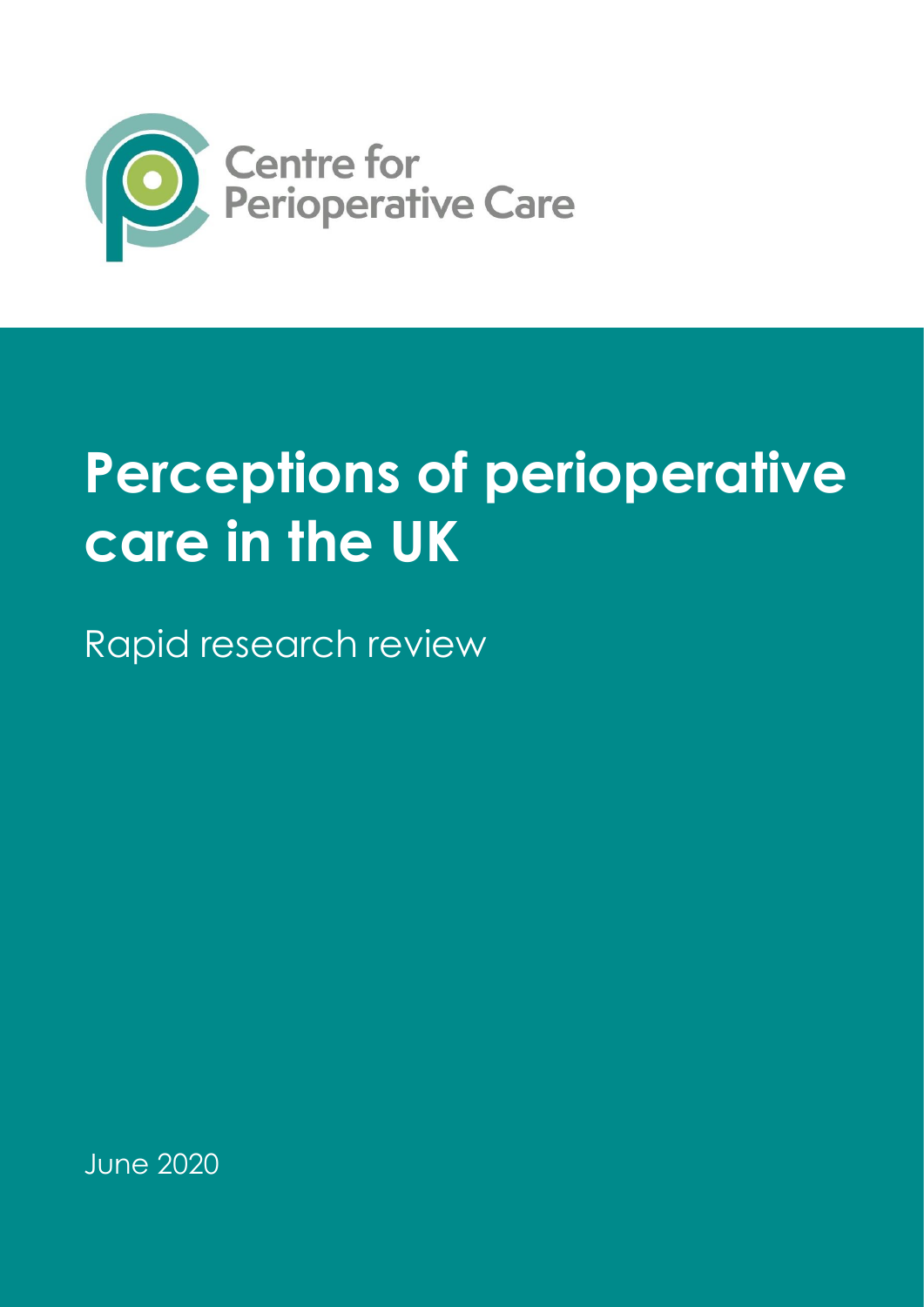Centre for Perioperative Care

# Perceptions of perioperative care in the UK

Rapid research review

June 2020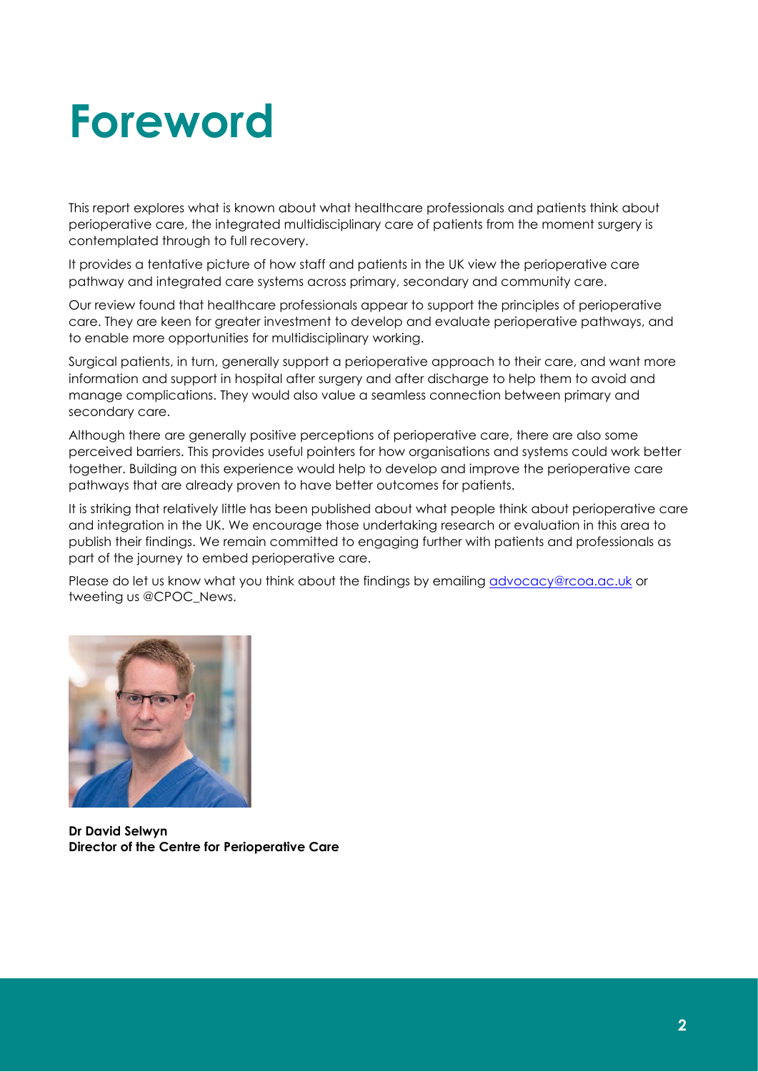# Foreword

This report explores what is known about what healthcare professionals and patients think about perioperative care, the integrated multidisciplinary care of patients from the moment surgery is contemplated through to full recovery.

It provides a tentative picture of how staff and patients in the UK view the perioperative care pathway and integrated care systems across primary, secondary and community care.

Our review found that healthcare professionals appear to support the principles of perioperative care. They are keen for greater investment to develop and evaluate perioperative pathways, and to enable more opportunities for multidisciplinary working.

Surgical patients, in turn, generally support a perioperative approach to their care, and want more information and support in hospital after surgery and after discharge to help them to avoid and manage complications. They would also value a seamless connection between primary and secondary care.

Although there are generally positive perceptions of perioperative care, there are also some perceived barriers. This provides useful pointers for how organisations and systems could work better together. Building on this experience would help to develop and improve the perioperative care pathways that are already proven to have better outcomes for patients.

It is striking that relatively little has been published about what people think about perioperative care and integration in the UK. We encourage those undertaking research or evaluation in this area to publish their findings. We remain committed to engaging further with patients and professionals as part of the journey to embed perioperative care.

Please do let us know what you think about the findings by emailing [advocacy@rcoa.ac.uk](mailto:advocacy@rcoa.ac.uk) or tweeting us @CPOC_News.

**Dr David Selwyn**
**Director of the Centre for Perioperative Care**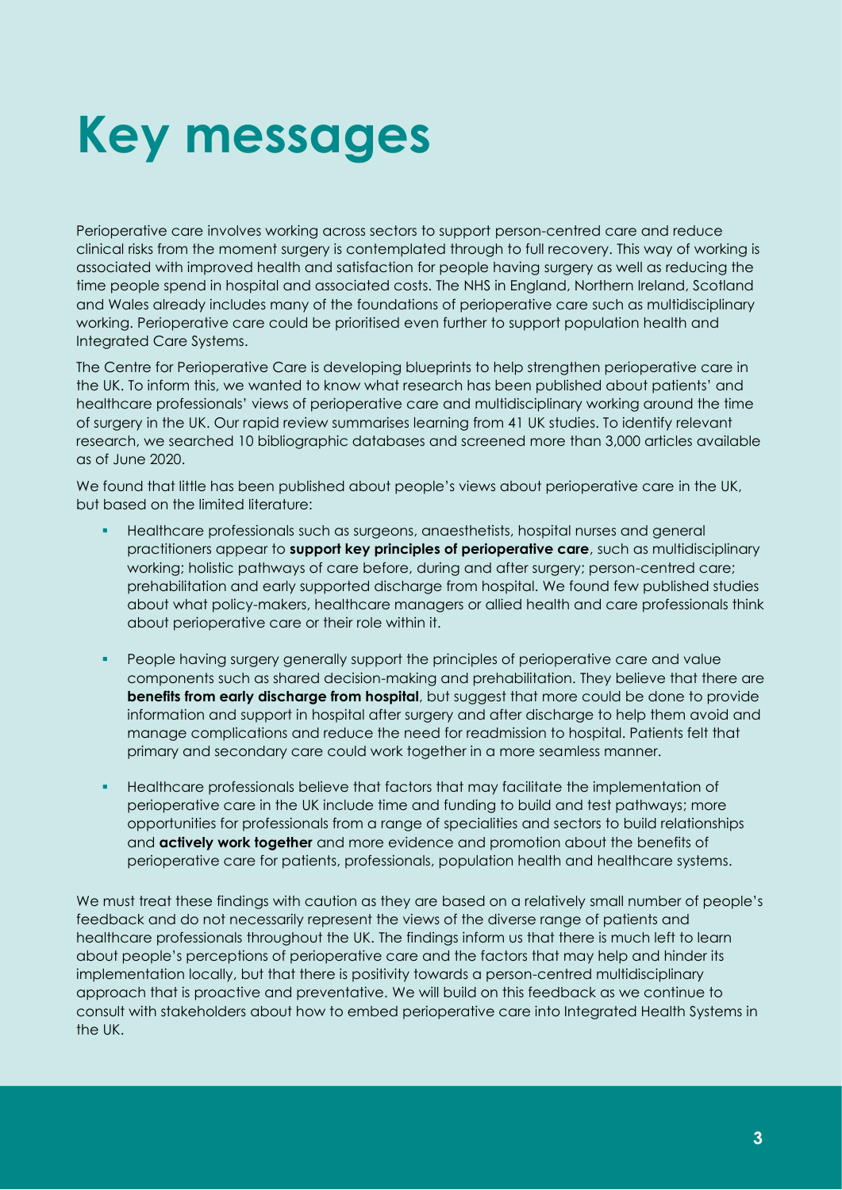# Key messages

Perioperative care involves working across sectors to support person-centred care and reduce clinical risks from the moment surgery is contemplated through to full recovery. This way of working is associated with improved health and satisfaction for people having surgery as well as reducing the time people spend in hospital and associated costs. The NHS in England, Northern Ireland, Scotland and Wales already includes many of the foundations of perioperative care such as multidisciplinary working. Perioperative care could be prioritised even further to support population health and Integrated Care Systems.

The Centre for Perioperative Care is developing blueprints to help strengthen perioperative care in the UK. To inform this, we wanted to know what research has been published about patients' and healthcare professionals' views of perioperative care and multidisciplinary working around the time of surgery in the UK. Our rapid review summarises learning from 41 UK studies. To identify relevant research, we searched 10 bibliographic databases and screened more than 3,000 articles available as of June 2020.

We found that little has been published about people's views about perioperative care in the UK, but based on the limited literature:

- Healthcare professionals such as surgeons, anaesthetists, hospital nurses and general practitioners appear to **support key principles of perioperative care**, such as multidisciplinary working; holistic pathways of care before, during and after surgery; person-centred care; prehabilitation and early supported discharge from hospital. We found few published studies about what policy-makers, healthcare managers or allied health and care professionals think about perioperative care or their role within it.
- People having surgery generally support the principles of perioperative care and value components such as shared decision-making and prehabilitation. They believe that there are **benefits from early discharge from hospital**, but suggest that more could be done to provide information and support in hospital after surgery and after discharge to help them avoid and manage complications and reduce the need for readmission to hospital. Patients felt that primary and secondary care could work together in a more seamless manner.
- Healthcare professionals believe that factors that may facilitate the implementation of perioperative care in the UK include time and funding to build and test pathways; more opportunities for professionals from a range of specialities and sectors to build relationships and **actively work together** and more evidence and promotion about the benefits of perioperative care for patients, professionals, population health and healthcare systems.

We must treat these findings with caution as they are based on a relatively small number of people's feedback and do not necessarily represent the views of the diverse range of patients and healthcare professionals throughout the UK. The findings inform us that there is much left to learn about people's perceptions of perioperative care and the factors that may help and hinder its implementation locally, but that there is positivity towards a person-centred multidisciplinary approach that is proactive and preventative. We will build on this feedback as we continue to consult with stakeholders about how to embed perioperative care into Integrated Health Systems in the UK.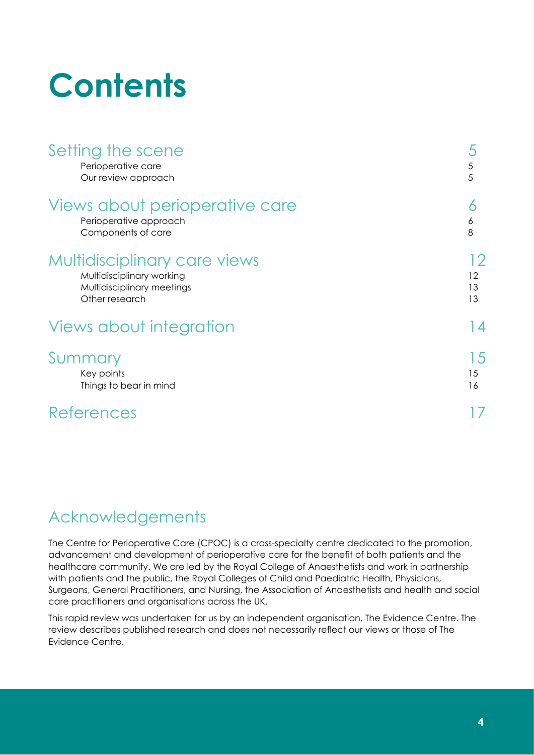# Contents

| | |
|---|---|
| **Setting the scene** | **5** |
| Perioperative care | 5 |
| Our review approach | 5 |
| **Views about perioperative care** | **6** |
| Perioperative approach | 6 |
| Components of care | 8 |
| **Multidisciplinary care views** | **12** |
| Multidisciplinary working | 12 |
| Multidisciplinary meetings | 13 |
| Other research | 13 |
| **Views about integration** | **14** |
| **Summary** | **15** |
| Key points | 15 |
| Things to bear in mind | 16 |
| **References** | **17** |

## Acknowledgements

The Centre for Perioperative Care (CPOC) is a cross-specialty centre dedicated to the promotion, advancement and development of perioperative care for the benefit of both patients and the healthcare community. We are led by the Royal College of Anaesthetists and work in partnership with patients and the public, the Royal Colleges of Child and Paediatric Health, Physicians, Surgeons, General Practitioners, and Nursing, the Association of Anaesthetists and health and social care practitioners and organisations across the UK.

This rapid review was undertaken for us by an independent organisation, The Evidence Centre. The review describes published research and does not necessarily reflect our views or those of The Evidence Centre.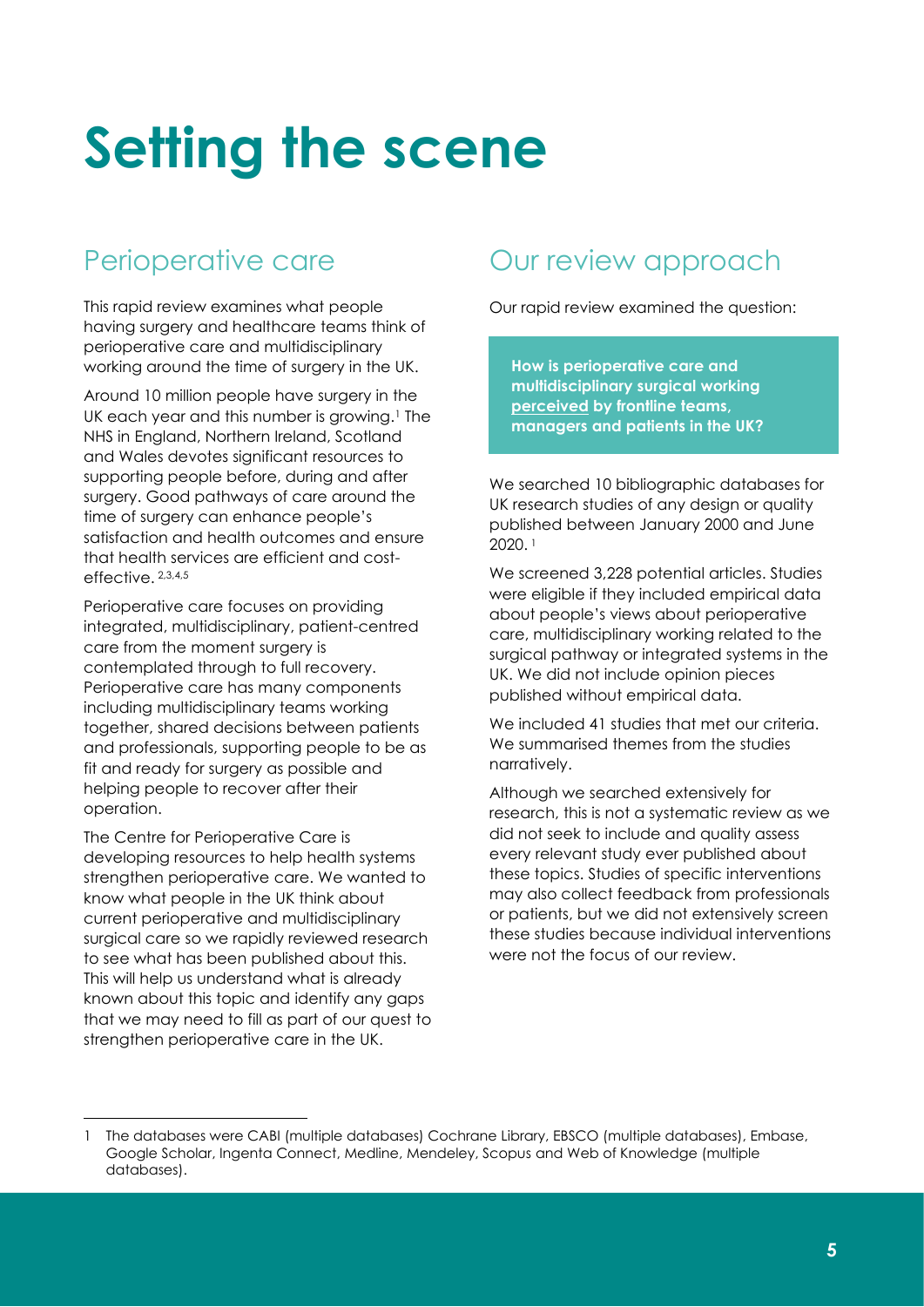# Setting the scene

## Perioperative care

This rapid review examines what people having surgery and healthcare teams think of perioperative care and multidisciplinary working around the time of surgery in the UK.

Around 10 million people have surgery in the UK each year and this number is growing.[1] The NHS in England, Northern Ireland, Scotland and Wales devotes significant resources to supporting people before, during and after surgery. Good pathways of care around the time of surgery can enhance people's satisfaction and health outcomes and ensure that health services are efficient and cost-effective.[2,3,4,5]

Perioperative care focuses on providing integrated, multidisciplinary, patient-centred care from the moment surgery is contemplated through to full recovery. Perioperative care has many components including multidisciplinary teams working together, shared decisions between patients and professionals, supporting people to be as fit and ready for surgery as possible and helping people to recover after their operation.

The Centre for Perioperative Care is developing resources to help health systems strengthen perioperative care. We wanted to know what people in the UK think about current perioperative and multidisciplinary surgical care so we rapidly reviewed research to see what has been published about this. This will help us understand what is already known about this topic and identify any gaps that we may need to fill as part of our quest to strengthen perioperative care in the UK.

## Our review approach

Our rapid review examined the question:

> **How is perioperative care and multidisciplinary surgical working perceived by frontline teams, managers and patients in the UK?**

We searched 10 bibliographic databases for UK research studies of any design or quality published between January 2000 and June 2020.[1]

We screened 3,228 potential articles. Studies were eligible if they included empirical data about people's views about perioperative care, multidisciplinary working related to the surgical pathway or integrated systems in the UK. We did not include opinion pieces published without empirical data.

We included 41 studies that met our criteria. We summarised themes from the studies narratively.

Although we searched extensively for research, this is not a systematic review as we did not seek to include and quality assess every relevant study ever published about these topics. Studies of specific interventions may also collect feedback from professionals or patients, but we did not extensively screen these studies because individual interventions were not the focus of our review.

---

1 The databases were CABI (multiple databases) Cochrane Library, EBSCO (multiple databases), Embase, Google Scholar, Ingenta Connect, Medline, Mendeley, Scopus and Web of Knowledge (multiple databases).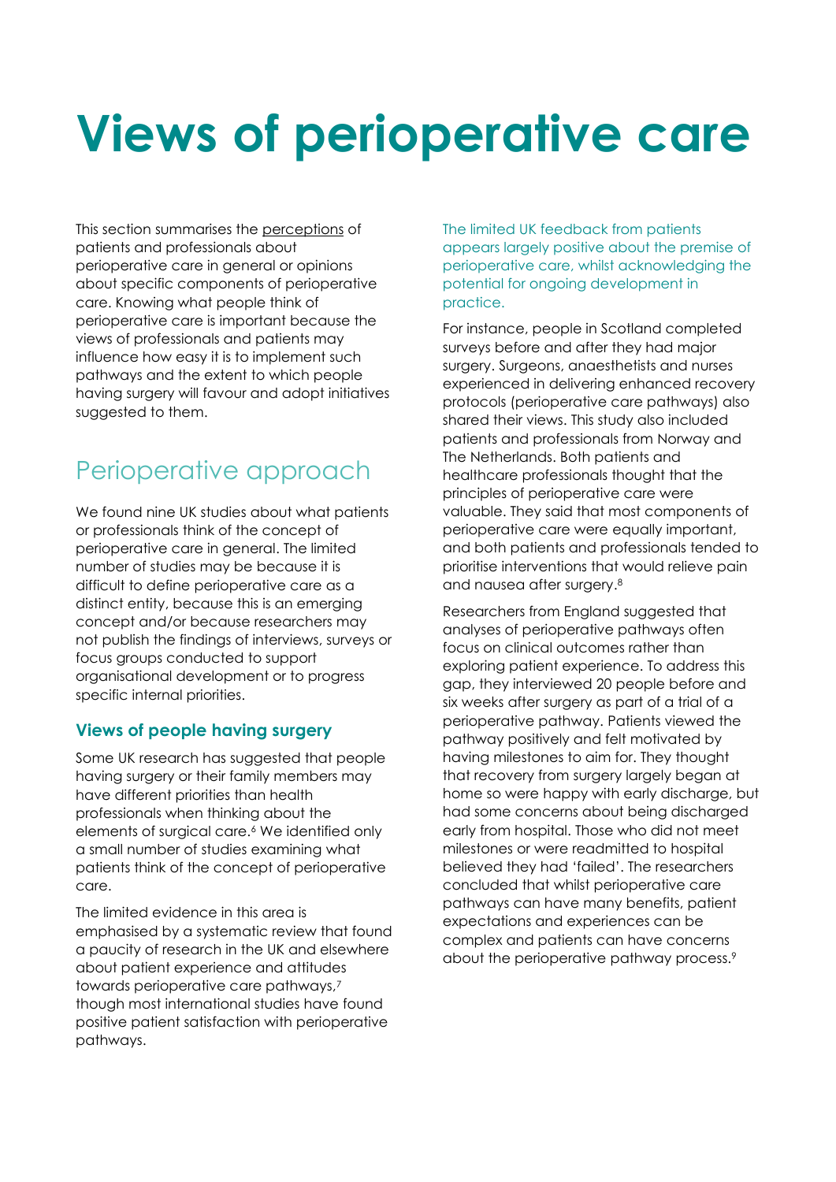# Views of perioperative care

This section summarises the perceptions of patients and professionals about perioperative care in general or opinions about specific components of perioperative care. Knowing what people think of perioperative care is important because the views of professionals and patients may influence how easy it is to implement such pathways and the extent to which people having surgery will favour and adopt initiatives suggested to them.

## Perioperative approach

We found nine UK studies about what patients or professionals think of the concept of perioperative care in general. The limited number of studies may be because it is difficult to define perioperative care as a distinct entity, because this is an emerging concept and/or because researchers may not publish the findings of interviews, surveys or focus groups conducted to support organisational development or to progress specific internal priorities.

### Views of people having surgery

Some UK research has suggested that people having surgery or their family members may have different priorities than health professionals when thinking about the elements of surgical care.[6] We identified only a small number of studies examining what patients think of the concept of perioperative care.

The limited evidence in this area is emphasised by a systematic review that found a paucity of research in the UK and elsewhere about patient experience and attitudes towards perioperative care pathways,[7] though most international studies have found positive patient satisfaction with perioperative pathways.

The limited UK feedback from patients appears largely positive about the premise of perioperative care, whilst acknowledging the potential for ongoing development in practice.

For instance, people in Scotland completed surveys before and after they had major surgery. Surgeons, anaesthetists and nurses experienced in delivering enhanced recovery protocols (perioperative care pathways) also shared their views. This study also included patients and professionals from Norway and The Netherlands. Both patients and healthcare professionals thought that the principles of perioperative care were valuable. They said that most components of perioperative care were equally important, and both patients and professionals tended to prioritise interventions that would relieve pain and nausea after surgery.[8]

Researchers from England suggested that analyses of perioperative pathways often focus on clinical outcomes rather than exploring patient experience. To address this gap, they interviewed 20 people before and six weeks after surgery as part of a trial of a perioperative pathway. Patients viewed the pathway positively and felt motivated by having milestones to aim for. They thought that recovery from surgery largely began at home so were happy with early discharge, but had some concerns about being discharged early from hospital. Those who did not meet milestones or were readmitted to hospital believed they had 'failed'. The researchers concluded that whilst perioperative care pathways can have many benefits, patient expectations and experiences can be complex and patients can have concerns about the perioperative pathway process.[9]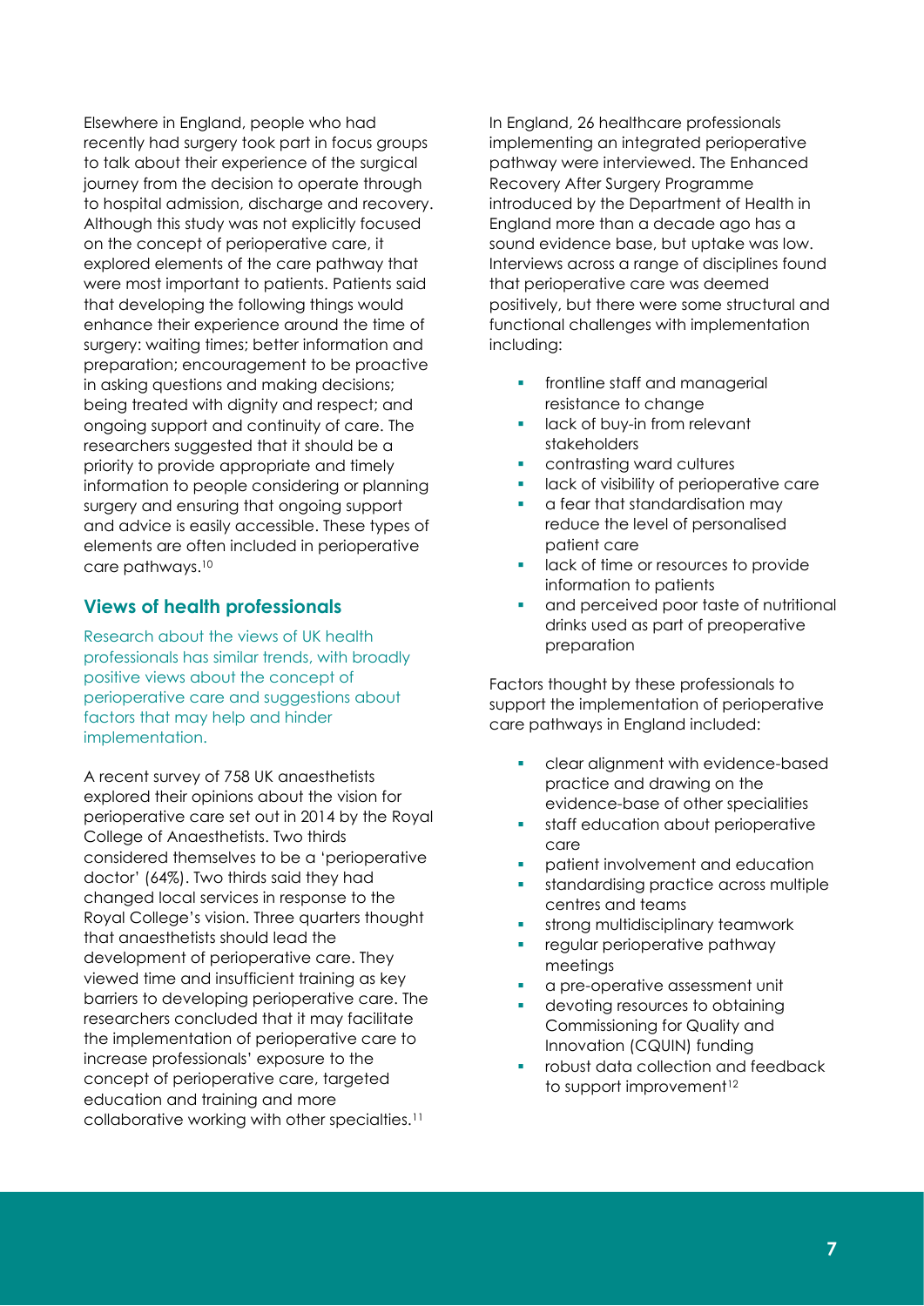Elsewhere in England, people who had recently had surgery took part in focus groups to talk about their experience of the surgical journey from the decision to operate through to hospital admission, discharge and recovery. Although this study was not explicitly focused on the concept of perioperative care, it explored elements of the care pathway that were most important to patients. Patients said that developing the following things would enhance their experience around the time of surgery: waiting times; better information and preparation; encouragement to be proactive in asking questions and making decisions; being treated with dignity and respect; and ongoing support and continuity of care. The researchers suggested that it should be a priority to provide appropriate and timely information to people considering or planning surgery and ensuring that ongoing support and advice is easily accessible. These types of elements are often included in perioperative care pathways.[10]

## Views of health professionals

Research about the views of UK health professionals has similar trends, with broadly positive views about the concept of perioperative care and suggestions about factors that may help and hinder implementation.

A recent survey of 758 UK anaesthetists explored their opinions about the vision for perioperative care set out in 2014 by the Royal College of Anaesthetists. Two thirds considered themselves to be a 'perioperative doctor' (64%). Two thirds said they had changed local services in response to the Royal College's vision. Three quarters thought that anaesthetists should lead the development of perioperative care. They viewed time and insufficient training as key barriers to developing perioperative care. The researchers concluded that it may facilitate the implementation of perioperative care to increase professionals' exposure to the concept of perioperative care, targeted education and training and more collaborative working with other specialties.[11]

In England, 26 healthcare professionals implementing an integrated perioperative pathway were interviewed. The Enhanced Recovery After Surgery Programme introduced by the Department of Health in England more than a decade ago has a sound evidence base, but uptake was low. Interviews across a range of disciplines found that perioperative care was deemed positively, but there were some structural and functional challenges with implementation including:

- frontline staff and managerial resistance to change
- lack of buy-in from relevant stakeholders
- contrasting ward cultures
- lack of visibility of perioperative care
- a fear that standardisation may reduce the level of personalised patient care
- lack of time or resources to provide information to patients
- and perceived poor taste of nutritional drinks used as part of preoperative preparation

Factors thought by these professionals to support the implementation of perioperative care pathways in England included:

- clear alignment with evidence-based practice and drawing on the evidence-base of other specialities
- staff education about perioperative care
- patient involvement and education
- standardising practice across multiple centres and teams
- strong multidisciplinary teamwork
- regular perioperative pathway meetings
- a pre-operative assessment unit
- devoting resources to obtaining Commissioning for Quality and Innovation (CQUIN) funding
- robust data collection and feedback to support improvement[12]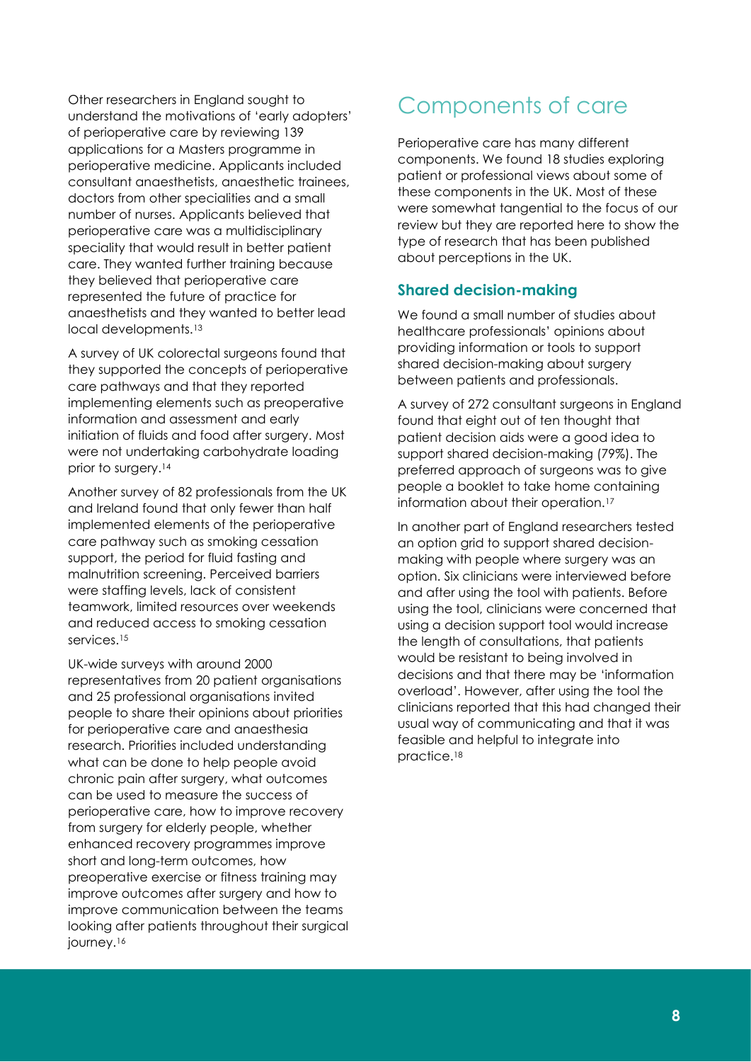Other researchers in England sought to understand the motivations of 'early adopters' of perioperative care by reviewing 139 applications for a Masters programme in perioperative medicine. Applicants included consultant anaesthetists, anaesthetic trainees, doctors from other specialities and a small number of nurses. Applicants believed that perioperative care was a multidisciplinary speciality that would result in better patient care. They wanted further training because they believed that perioperative care represented the future of practice for anaesthetists and they wanted to better lead local developments.[13]

A survey of UK colorectal surgeons found that they supported the concepts of perioperative care pathways and that they reported implementing elements such as preoperative information and assessment and early initiation of fluids and food after surgery. Most were not undertaking carbohydrate loading prior to surgery.[14]

Another survey of 82 professionals from the UK and Ireland found that only fewer than half implemented elements of the perioperative care pathway such as smoking cessation support, the period for fluid fasting and malnutrition screening. Perceived barriers were staffing levels, lack of consistent teamwork, limited resources over weekends and reduced access to smoking cessation services.[15]

UK-wide surveys with around 2000 representatives from 20 patient organisations and 25 professional organisations invited people to share their opinions about priorities for perioperative care and anaesthesia research. Priorities included understanding what can be done to help people avoid chronic pain after surgery, what outcomes can be used to measure the success of perioperative care, how to improve recovery from surgery for elderly people, whether enhanced recovery programmes improve short and long-term outcomes, how preoperative exercise or fitness training may improve outcomes after surgery and how to improve communication between the teams looking after patients throughout their surgical journey.[16]

# Components of care

Perioperative care has many different components. We found 18 studies exploring patient or professional views about some of these components in the UK. Most of these were somewhat tangential to the focus of our review but they are reported here to show the type of research that has been published about perceptions in the UK.

## Shared decision-making

We found a small number of studies about healthcare professionals' opinions about providing information or tools to support shared decision-making about surgery between patients and professionals.

A survey of 272 consultant surgeons in England found that eight out of ten thought that patient decision aids were a good idea to support shared decision-making (79%). The preferred approach of surgeons was to give people a booklet to take home containing information about their operation.[17]

In another part of England researchers tested an option grid to support shared decision-making with people where surgery was an option. Six clinicians were interviewed before and after using the tool with patients. Before using the tool, clinicians were concerned that using a decision support tool would increase the length of consultations, that patients would be resistant to being involved in decisions and that there may be 'information overload'. However, after using the tool the clinicians reported that this had changed their usual way of communicating and that it was feasible and helpful to integrate into practice.[18]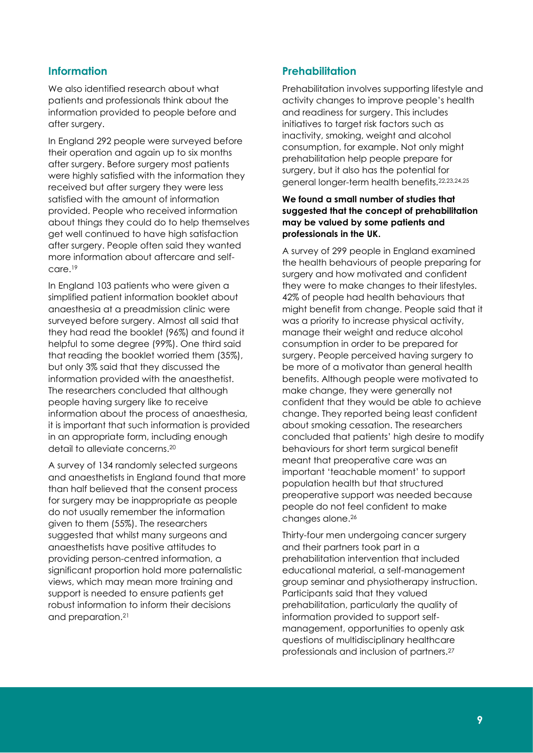## Information

We also identified research about what patients and professionals think about the information provided to people before and after surgery.

In England 292 people were surveyed before their operation and again up to six months after surgery. Before surgery most patients were highly satisfied with the information they received but after surgery they were less satisfied with the amount of information provided. People who received information about things they could do to help themselves get well continued to have high satisfaction after surgery. People often said they wanted more information about aftercare and self-care.[19]

In England 103 patients who were given a simplified patient information booklet about anaesthesia at a preadmission clinic were surveyed before surgery. Almost all said that they had read the booklet (96%) and found it helpful to some degree (99%). One third said that reading the booklet worried them (35%), but only 3% said that they discussed the information provided with the anaesthetist. The researchers concluded that although people having surgery like to receive information about the process of anaesthesia, it is important that such information is provided in an appropriate form, including enough detail to alleviate concerns.[20]

A survey of 134 randomly selected surgeons and anaesthetists in England found that more than half believed that the consent process for surgery may be inappropriate as people do not usually remember the information given to them (55%). The researchers suggested that whilst many surgeons and anaesthetists have positive attitudes to providing person-centred information, a significant proportion hold more paternalistic views, which may mean more training and support is needed to ensure patients get robust information to inform their decisions and preparation.[21]

## Prehabilitation

Prehabilitation involves supporting lifestyle and activity changes to improve people's health and readiness for surgery. This includes initiatives to target risk factors such as inactivity, smoking, weight and alcohol consumption, for example. Not only might prehabilitation help people prepare for surgery, but it also has the potential for general longer-term health benefits.[22,23,24,25]

**We found a small number of studies that suggested that the concept of prehabilitation may be valued by some patients and professionals in the UK.**

A survey of 299 people in England examined the health behaviours of people preparing for surgery and how motivated and confident they were to make changes to their lifestyles. 42% of people had health behaviours that might benefit from change. People said that it was a priority to increase physical activity, manage their weight and reduce alcohol consumption in order to be prepared for surgery. People perceived having surgery to be more of a motivator than general health benefits. Although people were motivated to make change, they were generally not confident that they would be able to achieve change. They reported being least confident about smoking cessation. The researchers concluded that patients' high desire to modify behaviours for short term surgical benefit meant that preoperative care was an important 'teachable moment' to support population health but that structured preoperative support was needed because people do not feel confident to make changes alone.[26]

Thirty-four men undergoing cancer surgery and their partners took part in a prehabilitation intervention that included educational material, a self-management group seminar and physiotherapy instruction. Participants said that they valued prehabilitation, particularly the quality of information provided to support self-management, opportunities to openly ask questions of multidisciplinary healthcare professionals and inclusion of partners.[27]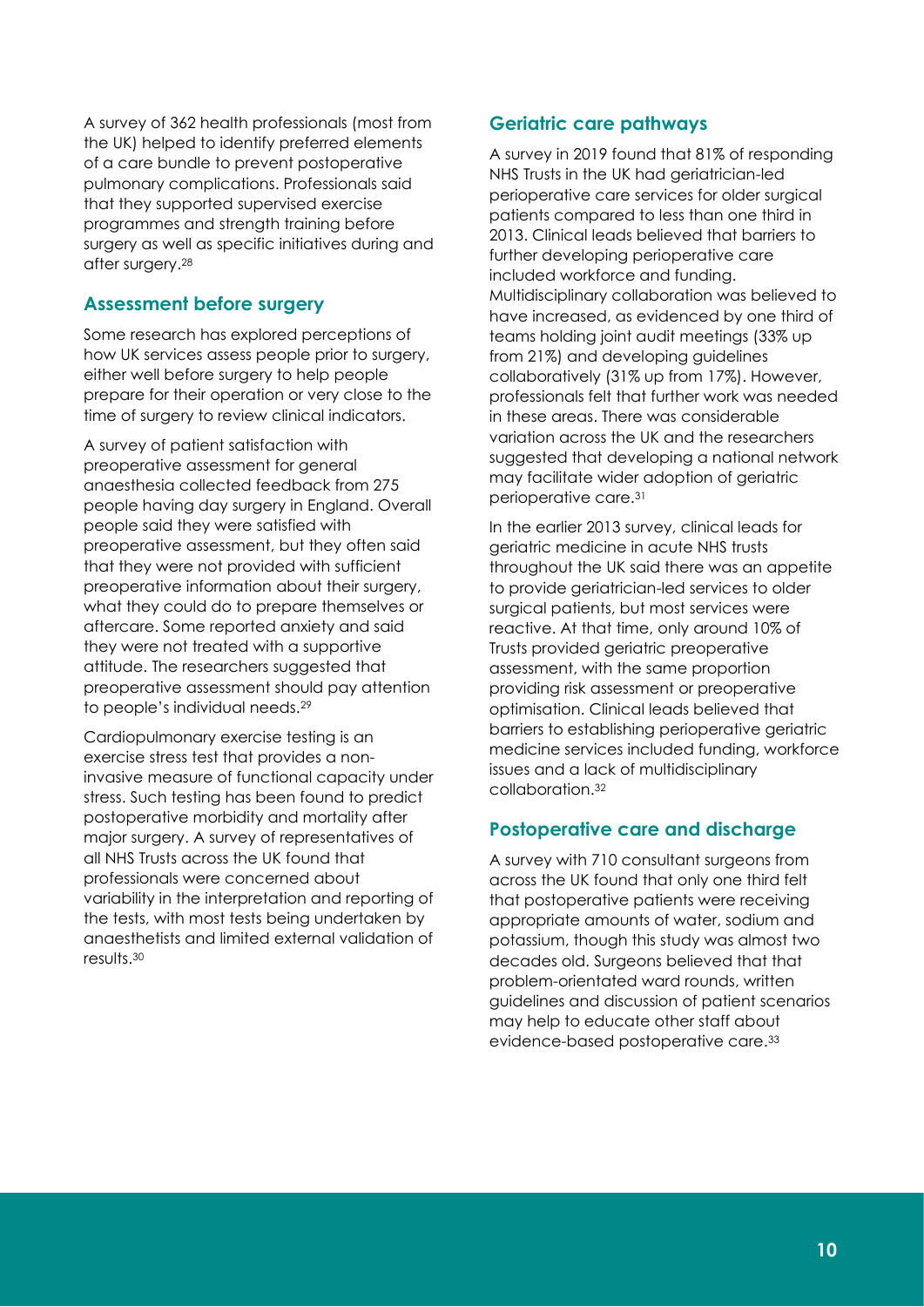A survey of 362 health professionals (most from the UK) helped to identify preferred elements of a care bundle to prevent postoperative pulmonary complications. Professionals said that they supported supervised exercise programmes and strength training before surgery as well as specific initiatives during and after surgery.[28]

## Assessment before surgery

Some research has explored perceptions of how UK services assess people prior to surgery, either well before surgery to help people prepare for their operation or very close to the time of surgery to review clinical indicators.

A survey of patient satisfaction with preoperative assessment for general anaesthesia collected feedback from 275 people having day surgery in England. Overall people said they were satisfied with preoperative assessment, but they often said that they were not provided with sufficient preoperative information about their surgery, what they could do to prepare themselves or aftercare. Some reported anxiety and said they were not treated with a supportive attitude. The researchers suggested that preoperative assessment should pay attention to people's individual needs.[29]

Cardiopulmonary exercise testing is an exercise stress test that provides a non-invasive measure of functional capacity under stress. Such testing has been found to predict postoperative morbidity and mortality after major surgery. A survey of representatives of all NHS Trusts across the UK found that professionals were concerned about variability in the interpretation and reporting of the tests, with most tests being undertaken by anaesthetists and limited external validation of results.[30]

## Geriatric care pathways

A survey in 2019 found that 81% of responding NHS Trusts in the UK had geriatrician-led perioperative care services for older surgical patients compared to less than one third in 2013. Clinical leads believed that barriers to further developing perioperative care included workforce and funding. Multidisciplinary collaboration was believed to have increased, as evidenced by one third of teams holding joint audit meetings (33% up from 21%) and developing guidelines collaboratively (31% up from 17%). However, professionals felt that further work was needed in these areas. There was considerable variation across the UK and the researchers suggested that developing a national network may facilitate wider adoption of geriatric perioperative care.[31]

In the earlier 2013 survey, clinical leads for geriatric medicine in acute NHS trusts throughout the UK said there was an appetite to provide geriatrician-led services to older surgical patients, but most services were reactive. At that time, only around 10% of Trusts provided geriatric preoperative assessment, with the same proportion providing risk assessment or preoperative optimisation. Clinical leads believed that barriers to establishing perioperative geriatric medicine services included funding, workforce issues and a lack of multidisciplinary collaboration.[32]

## Postoperative care and discharge

A survey with 710 consultant surgeons from across the UK found that only one third felt that postoperative patients were receiving appropriate amounts of water, sodium and potassium, though this study was almost two decades old. Surgeons believed that that problem-orientated ward rounds, written guidelines and discussion of patient scenarios may help to educate other staff about evidence-based postoperative care.[33]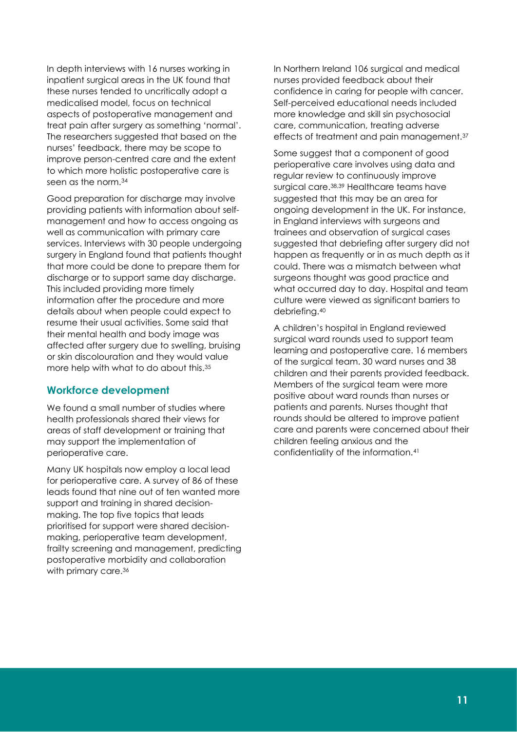In depth interviews with 16 nurses working in inpatient surgical areas in the UK found that these nurses tended to uncritically adopt a medicalised model, focus on technical aspects of postoperative management and treat pain after surgery as something 'normal'. The researchers suggested that based on the nurses' feedback, there may be scope to improve person-centred care and the extent to which more holistic postoperative care is seen as the norm.[34]

Good preparation for discharge may involve providing patients with information about self-management and how to access ongoing as well as communication with primary care services. Interviews with 30 people undergoing surgery in England found that patients thought that more could be done to prepare them for discharge or to support same day discharge. This included providing more timely information after the procedure and more details about when people could expect to resume their usual activities. Some said that their mental health and body image was affected after surgery due to swelling, bruising or skin discolouration and they would value more help with what to do about this.[35]

## Workforce development

We found a small number of studies where health professionals shared their views for areas of staff development or training that may support the implementation of perioperative care.

Many UK hospitals now employ a local lead for perioperative care. A survey of 86 of these leads found that nine out of ten wanted more support and training in shared decision-making. The top five topics that leads prioritised for support were shared decision-making, perioperative team development, frailty screening and management, predicting postoperative morbidity and collaboration with primary care.[36]

In Northern Ireland 106 surgical and medical nurses provided feedback about their confidence in caring for people with cancer. Self-perceived educational needs included more knowledge and skill sin psychosocial care, communication, treating adverse effects of treatment and pain management.[37]

Some suggest that a component of good perioperative care involves using data and regular review to continuously improve surgical care.[38,39] Healthcare teams have suggested that this may be an area for ongoing development in the UK. For instance, in England interviews with surgeons and trainees and observation of surgical cases suggested that debriefing after surgery did not happen as frequently or in as much depth as it could. There was a mismatch between what surgeons thought was good practice and what occurred day to day. Hospital and team culture were viewed as significant barriers to debriefing.[40]

A children's hospital in England reviewed surgical ward rounds used to support team learning and postoperative care. 16 members of the surgical team. 30 ward nurses and 38 children and their parents provided feedback. Members of the surgical team were more positive about ward rounds than nurses or patients and parents. Nurses thought that rounds should be altered to improve patient care and parents were concerned about their children feeling anxious and the confidentiality of the information.[41]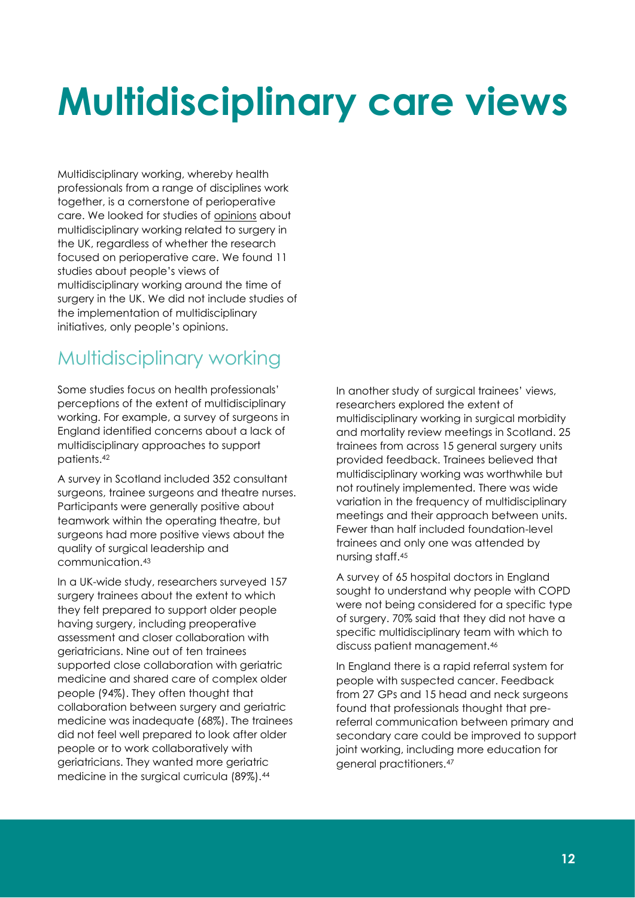# Multidisciplinary care views

Multidisciplinary working, whereby health professionals from a range of disciplines work together, is a cornerstone of perioperative care. We looked for studies of opinions about multidisciplinary working related to surgery in the UK, regardless of whether the research focused on perioperative care. We found 11 studies about people's views of multidisciplinary working around the time of surgery in the UK. We did not include studies of the implementation of multidisciplinary initiatives, only people's opinions.

## Multidisciplinary working

Some studies focus on health professionals' perceptions of the extent of multidisciplinary working. For example, a survey of surgeons in England identified concerns about a lack of multidisciplinary approaches to support patients.[42]

A survey in Scotland included 352 consultant surgeons, trainee surgeons and theatre nurses. Participants were generally positive about teamwork within the operating theatre, but surgeons had more positive views about the quality of surgical leadership and communication.[43]

In a UK-wide study, researchers surveyed 157 surgery trainees about the extent to which they felt prepared to support older people having surgery, including preoperative assessment and closer collaboration with geriatricians. Nine out of ten trainees supported close collaboration with geriatric medicine and shared care of complex older people (94%). They often thought that collaboration between surgery and geriatric medicine was inadequate (68%). The trainees did not feel well prepared to look after older people or to work collaboratively with geriatricians. They wanted more geriatric medicine in the surgical curricula (89%).[44]

In another study of surgical trainees' views, researchers explored the extent of multidisciplinary working in surgical morbidity and mortality review meetings in Scotland. 25 trainees from across 15 general surgery units provided feedback. Trainees believed that multidisciplinary working was worthwhile but not routinely implemented. There was wide variation in the frequency of multidisciplinary meetings and their approach between units. Fewer than half included foundation-level trainees and only one was attended by nursing staff.[45]

A survey of 65 hospital doctors in England sought to understand why people with COPD were not being considered for a specific type of surgery. 70% said that they did not have a specific multidisciplinary team with which to discuss patient management.[46]

In England there is a rapid referral system for people with suspected cancer. Feedback from 27 GPs and 15 head and neck surgeons found that professionals thought that pre-referral communication between primary and secondary care could be improved to support joint working, including more education for general practitioners.[47]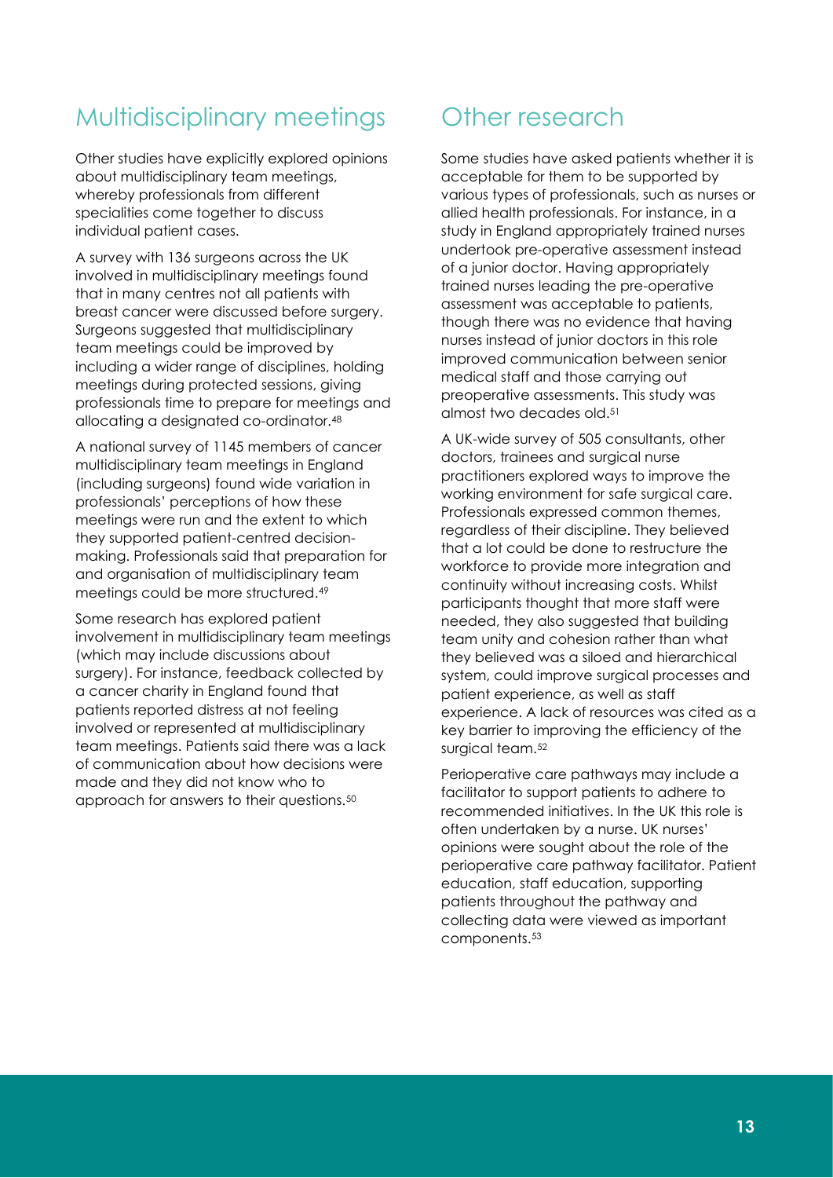## Multidisciplinary meetings

Other studies have explicitly explored opinions about multidisciplinary team meetings, whereby professionals from different specialities come together to discuss individual patient cases.

A survey with 136 surgeons across the UK involved in multidisciplinary meetings found that in many centres not all patients with breast cancer were discussed before surgery. Surgeons suggested that multidisciplinary team meetings could be improved by including a wider range of disciplines, holding meetings during protected sessions, giving professionals time to prepare for meetings and allocating a designated co-ordinator.[48]

A national survey of 1145 members of cancer multidisciplinary team meetings in England (including surgeons) found wide variation in professionals' perceptions of how these meetings were run and the extent to which they supported patient-centred decision-making. Professionals said that preparation for and organisation of multidisciplinary team meetings could be more structured.[49]

Some research has explored patient involvement in multidisciplinary team meetings (which may include discussions about surgery). For instance, feedback collected by a cancer charity in England found that patients reported distress at not feeling involved or represented at multidisciplinary team meetings. Patients said there was a lack of communication about how decisions were made and they did not know who to approach for answers to their questions.[50]

## Other research

Some studies have asked patients whether it is acceptable for them to be supported by various types of professionals, such as nurses or allied health professionals. For instance, in a study in England appropriately trained nurses undertook pre-operative assessment instead of a junior doctor. Having appropriately trained nurses leading the pre-operative assessment was acceptable to patients, though there was no evidence that having nurses instead of junior doctors in this role improved communication between senior medical staff and those carrying out preoperative assessments. This study was almost two decades old.[51]

A UK-wide survey of 505 consultants, other doctors, trainees and surgical nurse practitioners explored ways to improve the working environment for safe surgical care. Professionals expressed common themes, regardless of their discipline. They believed that a lot could be done to restructure the workforce to provide more integration and continuity without increasing costs. Whilst participants thought that more staff were needed, they also suggested that building team unity and cohesion rather than what they believed was a siloed and hierarchical system, could improve surgical processes and patient experience, as well as staff experience. A lack of resources was cited as a key barrier to improving the efficiency of the surgical team.[52]

Perioperative care pathways may include a facilitator to support patients to adhere to recommended initiatives. In the UK this role is often undertaken by a nurse. UK nurses' opinions were sought about the role of the perioperative care pathway facilitator. Patient education, staff education, supporting patients throughout the pathway and collecting data were viewed as important components.[53]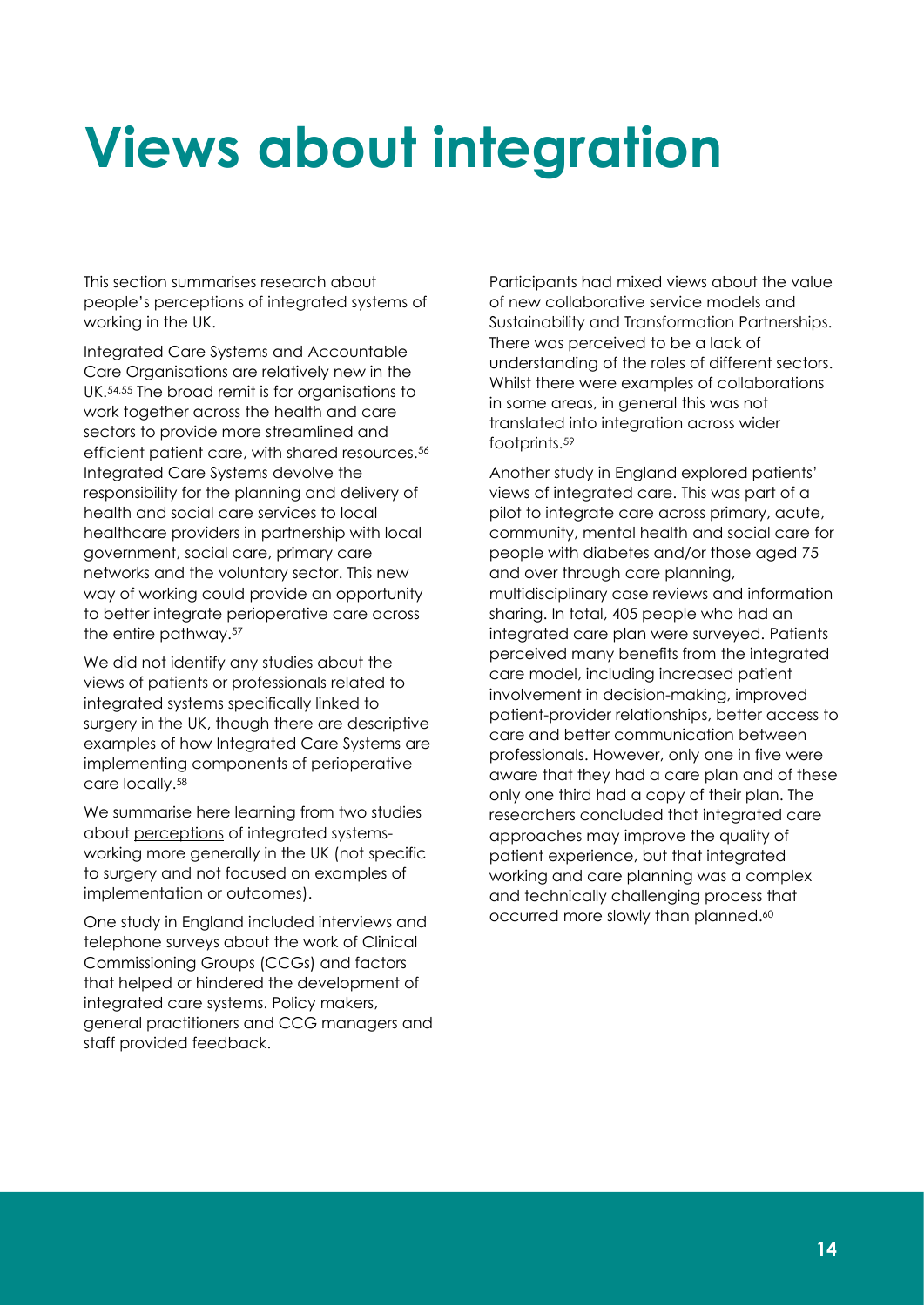# Views about integration

This section summarises research about people's perceptions of integrated systems of working in the UK.

Integrated Care Systems and Accountable Care Organisations are relatively new in the UK.[54,55] The broad remit is for organisations to work together across the health and care sectors to provide more streamlined and efficient patient care, with shared resources.[56] Integrated Care Systems devolve the responsibility for the planning and delivery of health and social care services to local healthcare providers in partnership with local government, social care, primary care networks and the voluntary sector. This new way of working could provide an opportunity to better integrate perioperative care across the entire pathway.[57]

We did not identify any studies about the views of patients or professionals related to integrated systems specifically linked to surgery in the UK, though there are descriptive examples of how Integrated Care Systems are implementing components of perioperative care locally.[58]

We summarise here learning from two studies about perceptions of integrated systems-working more generally in the UK (not specific to surgery and not focused on examples of implementation or outcomes).

One study in England included interviews and telephone surveys about the work of Clinical Commissioning Groups (CCGs) and factors that helped or hindered the development of integrated care systems. Policy makers, general practitioners and CCG managers and staff provided feedback.

Participants had mixed views about the value of new collaborative service models and Sustainability and Transformation Partnerships. There was perceived to be a lack of understanding of the roles of different sectors. Whilst there were examples of collaborations in some areas, in general this was not translated into integration across wider footprints.[59]

Another study in England explored patients' views of integrated care. This was part of a pilot to integrate care across primary, acute, community, mental health and social care for people with diabetes and/or those aged 75 and over through care planning, multidisciplinary case reviews and information sharing. In total, 405 people who had an integrated care plan were surveyed. Patients perceived many benefits from the integrated care model, including increased patient involvement in decision-making, improved patient-provider relationships, better access to care and better communication between professionals. However, only one in five were aware that they had a care plan and of these only one third had a copy of their plan. The researchers concluded that integrated care approaches may improve the quality of patient experience, but that integrated working and care planning was a complex and technically challenging process that occurred more slowly than planned.[60]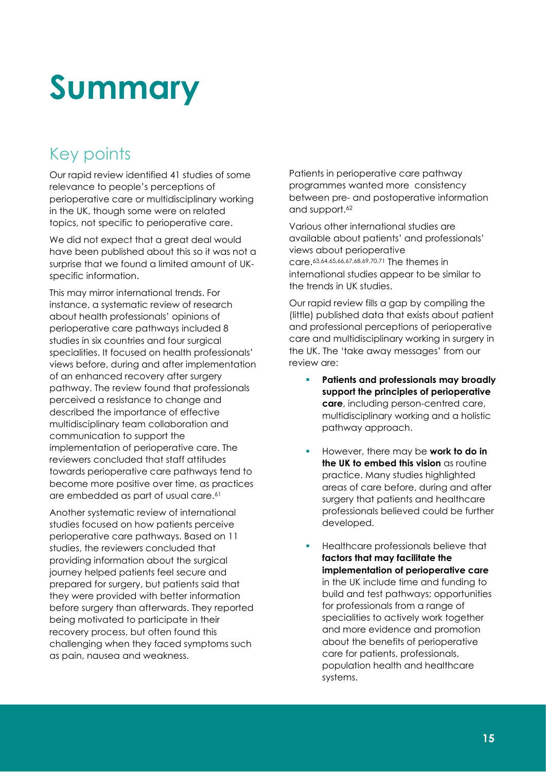# Summary

## Key points

Our rapid review identified 41 studies of some relevance to people's perceptions of perioperative care or multidisciplinary working in the UK, though some were on related topics, not specific to perioperative care.

We did not expect that a great deal would have been published about this so it was not a surprise that we found a limited amount of UK-specific information.

This may mirror international trends. For instance, a systematic review of research about health professionals' opinions of perioperative care pathways included 8 studies in six countries and four surgical specialities. It focused on health professionals' views before, during and after implementation of an enhanced recovery after surgery pathway. The review found that professionals perceived a resistance to change and described the importance of effective multidisciplinary team collaboration and communication to support the implementation of perioperative care. The reviewers concluded that staff attitudes towards perioperative care pathways tend to become more positive over time, as practices are embedded as part of usual care.[61]

Another systematic review of international studies focused on how patients perceive perioperative care pathways. Based on 11 studies, the reviewers concluded that providing information about the surgical journey helped patients feel secure and prepared for surgery, but patients said that they were provided with better information before surgery than afterwards. They reported being motivated to participate in their recovery process, but often found this challenging when they faced symptoms such as pain, nausea and weakness.

Patients in perioperative care pathway programmes wanted more consistency between pre- and postoperative information and support.[62]

Various other international studies are available about patients' and professionals' views about perioperative care.[63,64,65,66,67,68,69,70,71] The themes in international studies appear to be similar to the trends in UK studies.

Our rapid review fills a gap by compiling the (little) published data that exists about patient and professional perceptions of perioperative care and multidisciplinary working in surgery in the UK. The 'take away messages' from our review are:

- **Patients and professionals may broadly support the principles of perioperative care**, including person-centred care, multidisciplinary working and a holistic pathway approach.
- However, there may be **work to do in the UK to embed this vision** as routine practice. Many studies highlighted areas of care before, during and after surgery that patients and healthcare professionals believed could be further developed.
- Healthcare professionals believe that **factors that may facilitate the implementation of perioperative care** in the UK include time and funding to build and test pathways; opportunities for professionals from a range of specialities to actively work together and more evidence and promotion about the benefits of perioperative care for patients, professionals, population health and healthcare systems.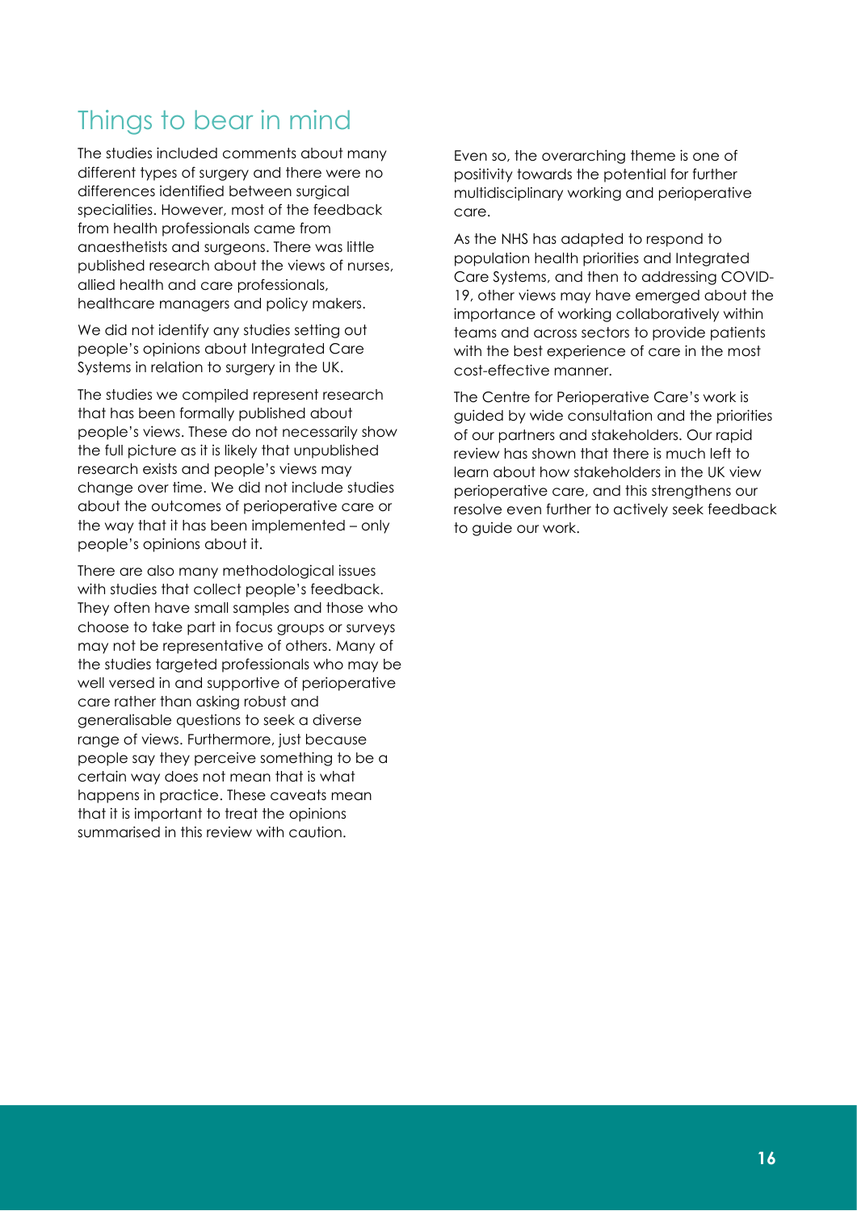## Things to bear in mind

The studies included comments about many different types of surgery and there were no differences identified between surgical specialities. However, most of the feedback from health professionals came from anaesthetists and surgeons. There was little published research about the views of nurses, allied health and care professionals, healthcare managers and policy makers.

We did not identify any studies setting out people's opinions about Integrated Care Systems in relation to surgery in the UK.

The studies we compiled represent research that has been formally published about people's views. These do not necessarily show the full picture as it is likely that unpublished research exists and people's views may change over time. We did not include studies about the outcomes of perioperative care or the way that it has been implemented – only people's opinions about it.

There are also many methodological issues with studies that collect people's feedback. They often have small samples and those who choose to take part in focus groups or surveys may not be representative of others. Many of the studies targeted professionals who may be well versed in and supportive of perioperative care rather than asking robust and generalisable questions to seek a diverse range of views. Furthermore, just because people say they perceive something to be a certain way does not mean that is what happens in practice. These caveats mean that it is important to treat the opinions summarised in this review with caution.

Even so, the overarching theme is one of positivity towards the potential for further multidisciplinary working and perioperative care.

As the NHS has adapted to respond to population health priorities and Integrated Care Systems, and then to addressing COVID-19, other views may have emerged about the importance of working collaboratively within teams and across sectors to provide patients with the best experience of care in the most cost-effective manner.

The Centre for Perioperative Care's work is guided by wide consultation and the priorities of our partners and stakeholders. Our rapid review has shown that there is much left to learn about how stakeholders in the UK view perioperative care, and this strengthens our resolve even further to actively seek feedback to guide our work.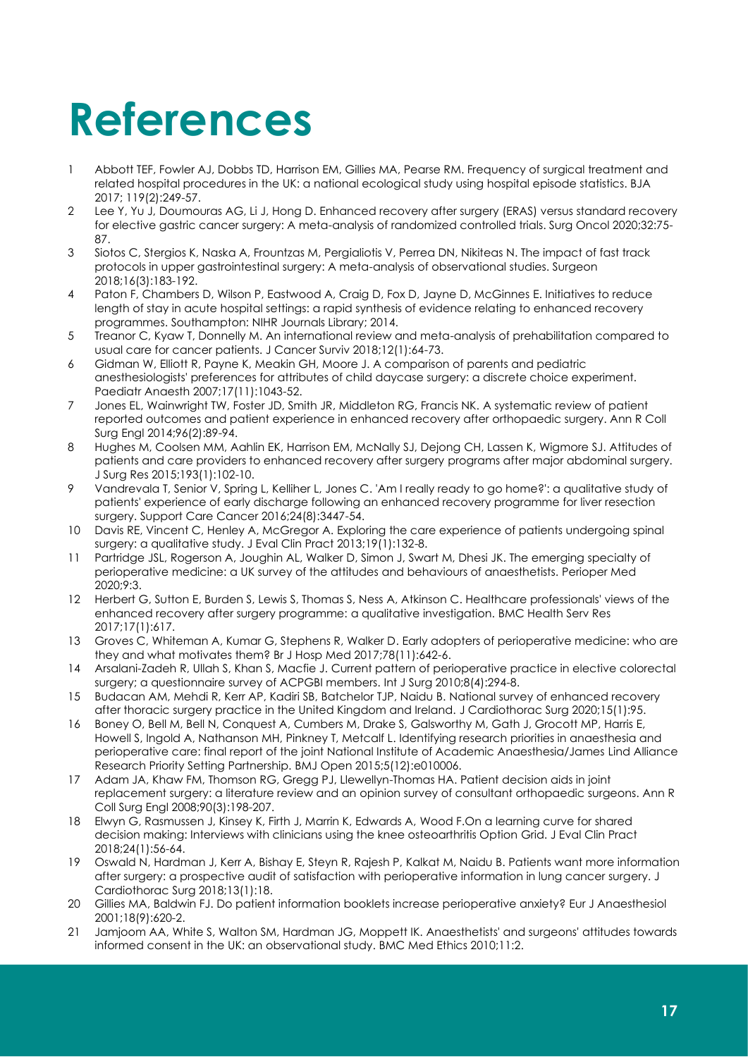# References

1. Abbott TEF, Fowler AJ, Dobbs TD, Harrison EM, Gillies MA, Pearse RM. Frequency of surgical treatment and related hospital procedures in the UK: a national ecological study using hospital episode statistics. BJA 2017; 119(2):249-57.
2. Lee Y, Yu J, Doumouras AG, Li J, Hong D. Enhanced recovery after surgery (ERAS) versus standard recovery for elective gastric cancer surgery: A meta-analysis of randomized controlled trials. Surg Oncol 2020;32:75-87.
3. Siotos C, Stergios K, Naska A, Frountzas M, Pergialiotis V, Perrea DN, Nikiteas N. The impact of fast track protocols in upper gastrointestinal surgery: A meta-analysis of observational studies. Surgeon 2018;16(3):183-192.
4. Paton F, Chambers D, Wilson P, Eastwood A, Craig D, Fox D, Jayne D, McGinnes E. Initiatives to reduce length of stay in acute hospital settings: a rapid synthesis of evidence relating to enhanced recovery programmes. Southampton: NIHR Journals Library; 2014.
5. Treanor C, Kyaw T, Donnelly M. An international review and meta-analysis of prehabilitation compared to usual care for cancer patients. J Cancer Surviv 2018;12(1):64-73.
6. Gidman W, Elliott R, Payne K, Meakin GH, Moore J. A comparison of parents and pediatric anesthesiologists' preferences for attributes of child daycase surgery: a discrete choice experiment. Paediatr Anaesth 2007;17(11):1043-52.
7. Jones EL, Wainwright TW, Foster JD, Smith JR, Middleton RG, Francis NK. A systematic review of patient reported outcomes and patient experience in enhanced recovery after orthopaedic surgery. Ann R Coll Surg Engl 2014;96(2):89-94.
8. Hughes M, Coolsen MM, Aahlin EK, Harrison EM, McNally SJ, Dejong CH, Lassen K, Wigmore SJ. Attitudes of patients and care providers to enhanced recovery after surgery programs after major abdominal surgery. J Surg Res 2015;193(1):102-10.
9. Vandrevala T, Senior V, Spring L, Kelliher L, Jones C. 'Am I really ready to go home?': a qualitative study of patients' experience of early discharge following an enhanced recovery programme for liver resection surgery. Support Care Cancer 2016;24(8):3447-54.
10. Davis RE, Vincent C, Henley A, McGregor A. Exploring the care experience of patients undergoing spinal surgery: a qualitative study. J Eval Clin Pract 2013;19(1):132-8.
11. Partridge JSL, Rogerson A, Joughin AL, Walker D, Simon J, Swart M, Dhesi JK. The emerging specialty of perioperative medicine: a UK survey of the attitudes and behaviours of anaesthetists. Perioper Med 2020;9:3.
12. Herbert G, Sutton E, Burden S, Lewis S, Thomas S, Ness A, Atkinson C. Healthcare professionals' views of the enhanced recovery after surgery programme: a qualitative investigation. BMC Health Serv Res 2017;17(1):617.
13. Groves C, Whiteman A, Kumar G, Stephens R, Walker D. Early adopters of perioperative medicine: who are they and what motivates them? Br J Hosp Med 2017;78(11):642-6.
14. Arsalani-Zadeh R, Ullah S, Khan S, Macfie J. Current pattern of perioperative practice in elective colorectal surgery; a questionnaire survey of ACPGBI members. Int J Surg 2010;8(4):294-8.
15. Budacan AM, Mehdi R, Kerr AP, Kadiri SB, Batchelor TJP, Naidu B. National survey of enhanced recovery after thoracic surgery practice in the United Kingdom and Ireland. J Cardiothorac Surg 2020;15(1):95.
16. Boney O, Bell M, Bell N, Conquest A, Cumbers M, Drake S, Galsworthy M, Gath J, Grocott MP, Harris E, Howell S, Ingold A, Nathanson MH, Pinkney T, Metcalf L. Identifying research priorities in anaesthesia and perioperative care: final report of the joint National Institute of Academic Anaesthesia/James Lind Alliance Research Priority Setting Partnership. BMJ Open 2015;5(12):e010006.
17. Adam JA, Khaw FM, Thomson RG, Gregg PJ, Llewellyn-Thomas HA. Patient decision aids in joint replacement surgery: a literature review and an opinion survey of consultant orthopaedic surgeons. Ann R Coll Surg Engl 2008;90(3):198-207.
18. Elwyn G, Rasmussen J, Kinsey K, Firth J, Marrin K, Edwards A, Wood F.On a learning curve for shared decision making: Interviews with clinicians using the knee osteoarthritis Option Grid. J Eval Clin Pract 2018;24(1):56-64.
19. Oswald N, Hardman J, Kerr A, Bishay E, Steyn R, Rajesh P, Kalkat M, Naidu B. Patients want more information after surgery: a prospective audit of satisfaction with perioperative information in lung cancer surgery. J Cardiothorac Surg 2018;13(1):18.
20. Gillies MA, Baldwin FJ. Do patient information booklets increase perioperative anxiety? Eur J Anaesthesiol 2001;18(9):620-2.
21. Jamjoom AA, White S, Walton SM, Hardman JG, Moppett IK. Anaesthetists' and surgeons' attitudes towards informed consent in the UK: an observational study. BMC Med Ethics 2010;11:2.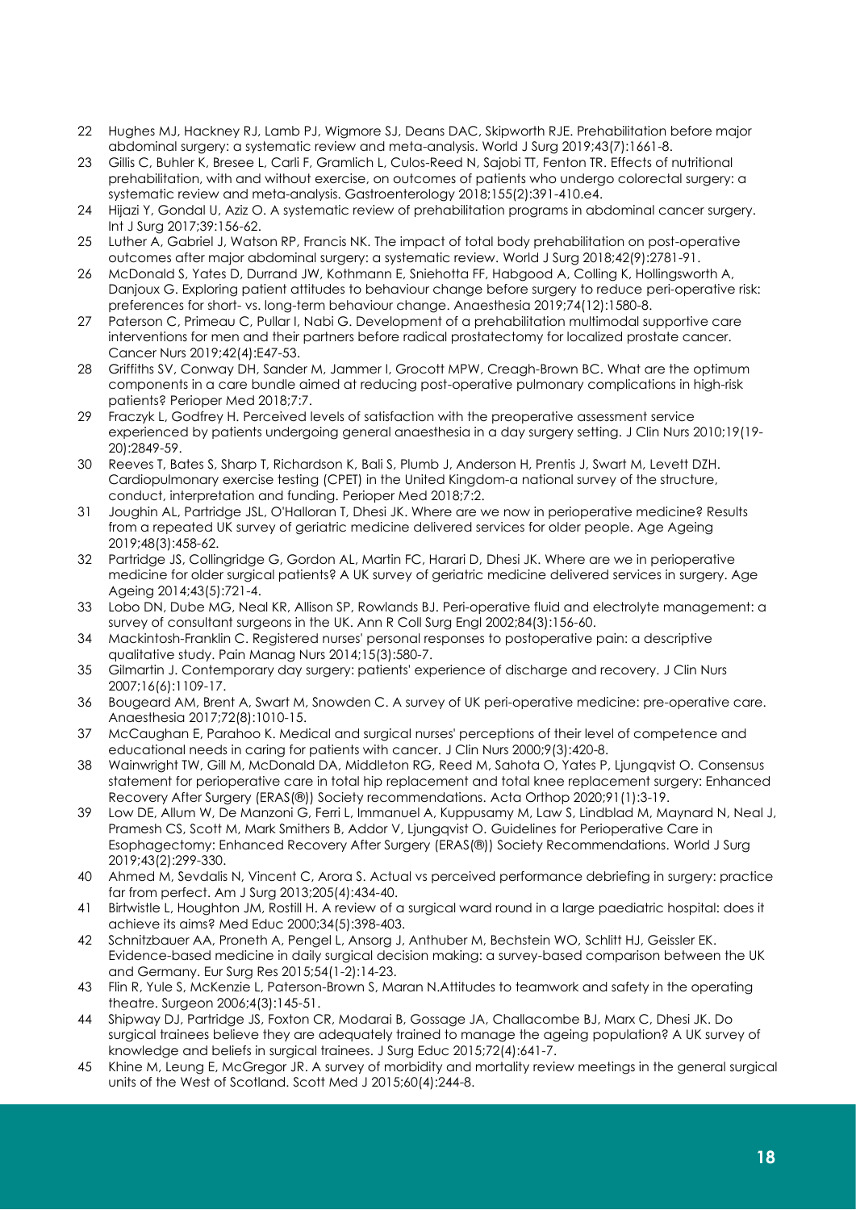22 Hughes MJ, Hackney RJ, Lamb PJ, Wigmore SJ, Deans DAC, Skipworth RJE. Prehabilitation before major abdominal surgery: a systematic review and meta-analysis. World J Surg 2019;43(7):1661-8.

23 Gillis C, Buhler K, Bresee L, Carli F, Gramlich L, Culos-Reed N, Sajobi TT, Fenton TR. Effects of nutritional prehabilitation, with and without exercise, on outcomes of patients who undergo colorectal surgery: a systematic review and meta-analysis. Gastroenterology 2018;155(2):391-410.e4.

24 Hijazi Y, Gondal U, Aziz O. A systematic review of prehabilitation programs in abdominal cancer surgery. Int J Surg 2017;39:156-62.

25 Luther A, Gabriel J, Watson RP, Francis NK. The impact of total body prehabilitation on post-operative outcomes after major abdominal surgery: a systematic review. World J Surg 2018;42(9):2781-91.

26 McDonald S, Yates D, Durrand JW, Kothmann E, Sniehotta FF, Habgood A, Colling K, Hollingsworth A, Danjoux G. Exploring patient attitudes to behaviour change before surgery to reduce peri-operative risk: preferences for short- vs. long-term behaviour change. Anaesthesia 2019;74(12):1580-8.

27 Paterson C, Primeau C, Pullar I, Nabi G. Development of a prehabilitation multimodal supportive care interventions for men and their partners before radical prostatectomy for localized prostate cancer. Cancer Nurs 2019;42(4):E47-53.

28 Griffiths SV, Conway DH, Sander M, Jammer I, Grocott MPW, Creagh-Brown BC. What are the optimum components in a care bundle aimed at reducing post-operative pulmonary complications in high-risk patients? Perioper Med 2018;7:7.

29 Fraczyk L, Godfrey H. Perceived levels of satisfaction with the preoperative assessment service experienced by patients undergoing general anaesthesia in a day surgery setting. J Clin Nurs 2010;19(19-20):2849-59.

30 Reeves T, Bates S, Sharp T, Richardson K, Bali S, Plumb J, Anderson H, Prentis J, Swart M, Levett DZH. Cardiopulmonary exercise testing (CPET) in the United Kingdom-a national survey of the structure, conduct, interpretation and funding. Perioper Med 2018;7:2.

31 Joughin AL, Partridge JSL, O'Halloran T, Dhesi JK. Where are we now in perioperative medicine? Results from a repeated UK survey of geriatric medicine delivered services for older people. Age Ageing 2019;48(3):458-62.

32 Partridge JS, Collingridge G, Gordon AL, Martin FC, Harari D, Dhesi JK. Where are we in perioperative medicine for older surgical patients? A UK survey of geriatric medicine delivered services in surgery. Age Ageing 2014;43(5):721-4.

33 Lobo DN, Dube MG, Neal KR, Allison SP, Rowlands BJ. Peri-operative fluid and electrolyte management: a survey of consultant surgeons in the UK. Ann R Coll Surg Engl 2002;84(3):156-60.

34 Mackintosh-Franklin C. Registered nurses' personal responses to postoperative pain: a descriptive qualitative study. Pain Manag Nurs 2014;15(3):580-7.

35 Gilmartin J. Contemporary day surgery: patients' experience of discharge and recovery. J Clin Nurs 2007;16(6):1109-17.

36 Bougeard AM, Brent A, Swart M, Snowden C. A survey of UK peri-operative medicine: pre-operative care. Anaesthesia 2017;72(8):1010-15.

37 McCaughan E, Parahoo K. Medical and surgical nurses' perceptions of their level of competence and educational needs in caring for patients with cancer. J Clin Nurs 2000;9(3):420-8.

38 Wainwright TW, Gill M, McDonald DA, Middleton RG, Reed M, Sahota O, Yates P, Ljungqvist O. Consensus statement for perioperative care in total hip replacement and total knee replacement surgery: Enhanced Recovery After Surgery (ERAS(®)) Society recommendations. Acta Orthop 2020;91(1):3-19.

39 Low DE, Allum W, De Manzoni G, Ferri L, Immanuel A, Kuppusamy M, Law S, Lindblad M, Maynard N, Neal J, Pramesh CS, Scott M, Mark Smithers B, Addor V, Ljungqvist O. Guidelines for Perioperative Care in Esophagectomy: Enhanced Recovery After Surgery (ERAS(®)) Society Recommendations. World J Surg 2019;43(2):299-330.

40 Ahmed M, Sevdalis N, Vincent C, Arora S. Actual vs perceived performance debriefing in surgery: practice far from perfect. Am J Surg 2013;205(4):434-40.

41 Birtwistle L, Houghton JM, Rostill H. A review of a surgical ward round in a large paediatric hospital: does it achieve its aims? Med Educ 2000;34(5):398-403.

42 Schnitzbauer AA, Proneth A, Pengel L, Ansorg J, Anthuber M, Bechstein WO, Schlitt HJ, Geissler EK. Evidence-based medicine in daily surgical decision making: a survey-based comparison between the UK and Germany. Eur Surg Res 2015;54(1-2):14-23.

43 Flin R, Yule S, McKenzie L, Paterson-Brown S, Maran N.Attitudes to teamwork and safety in the operating theatre. Surgeon 2006;4(3):145-51.

44 Shipway DJ, Partridge JS, Foxton CR, Modarai B, Gossage JA, Challacombe BJ, Marx C, Dhesi JK. Do surgical trainees believe they are adequately trained to manage the ageing population? A UK survey of knowledge and beliefs in surgical trainees. J Surg Educ 2015;72(4):641-7.

45 Khine M, Leung E, McGregor JR. A survey of morbidity and mortality review meetings in the general surgical units of the West of Scotland. Scott Med J 2015;60(4):244-8.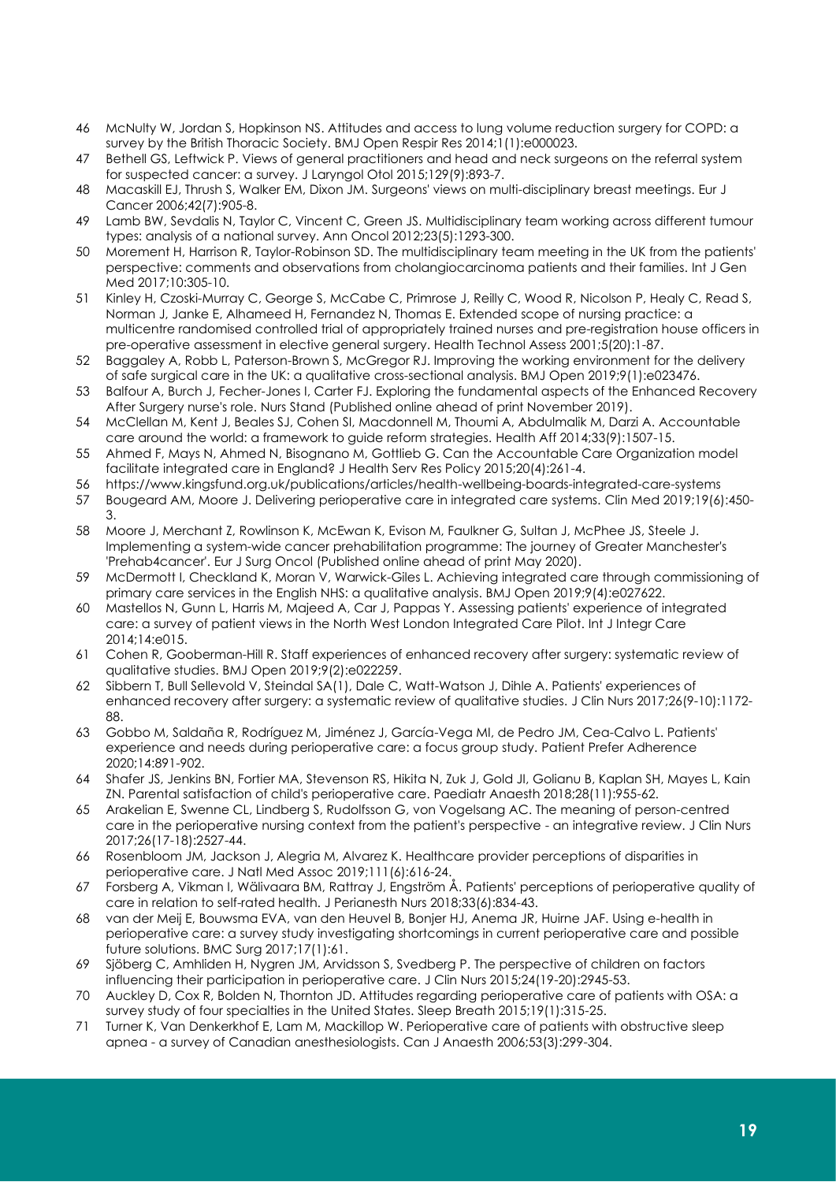46 McNulty W, Jordan S, Hopkinson NS. Attitudes and access to lung volume reduction surgery for COPD: a survey by the British Thoracic Society. BMJ Open Respir Res 2014;1(1):e000023.

47 Bethell GS, Leftwick P. Views of general practitioners and head and neck surgeons on the referral system for suspected cancer: a survey. J Laryngol Otol 2015;129(9):893-7.

48 Macaskill EJ, Thrush S, Walker EM, Dixon JM. Surgeons' views on multi-disciplinary breast meetings. Eur J Cancer 2006;42(7):905-8.

49 Lamb BW, Sevdalis N, Taylor C, Vincent C, Green JS. Multidisciplinary team working across different tumour types: analysis of a national survey. Ann Oncol 2012;23(5):1293-300.

50 Morement H, Harrison R, Taylor-Robinson SD. The multidisciplinary team meeting in the UK from the patients' perspective: comments and observations from cholangiocarcinoma patients and their families. Int J Gen Med 2017;10:305-10.

51 Kinley H, Czoski-Murray C, George S, McCabe C, Primrose J, Reilly C, Wood R, Nicolson P, Healy C, Read S, Norman J, Janke E, Alhameed H, Fernandez N, Thomas E. Extended scope of nursing practice: a multicentre randomised controlled trial of appropriately trained nurses and pre-registration house officers in pre-operative assessment in elective general surgery. Health Technol Assess 2001;5(20):1-87.

52 Baggaley A, Robb L, Paterson-Brown S, McGregor RJ. Improving the working environment for the delivery of safe surgical care in the UK: a qualitative cross-sectional analysis. BMJ Open 2019;9(1):e023476.

53 Balfour A, Burch J, Fecher-Jones I, Carter FJ. Exploring the fundamental aspects of the Enhanced Recovery After Surgery nurse's role. Nurs Stand (Published online ahead of print November 2019).

54 McClellan M, Kent J, Beales SJ, Cohen SI, Macdonnell M, Thoumi A, Abdulmalik M, Darzi A. Accountable care around the world: a framework to guide reform strategies. Health Aff 2014;33(9):1507-15.

55 Ahmed F, Mays N, Ahmed N, Bisognano M, Gottlieb G. Can the Accountable Care Organization model facilitate integrated care in England? J Health Serv Res Policy 2015;20(4):261-4.

56 https://www.kingsfund.org.uk/publications/articles/health-wellbeing-boards-integrated-care-systems

57 Bougeard AM, Moore J. Delivering perioperative care in integrated care systems. Clin Med 2019;19(6):450-3.

58 Moore J, Merchant Z, Rowlinson K, McEwan K, Evison M, Faulkner G, Sultan J, McPhee JS, Steele J. Implementing a system-wide cancer prehabilitation programme: The journey of Greater Manchester's 'Prehab4cancer'. Eur J Surg Oncol (Published online ahead of print May 2020).

59 McDermott I, Checkland K, Moran V, Warwick-Giles L. Achieving integrated care through commissioning of primary care services in the English NHS: a qualitative analysis. BMJ Open 2019;9(4):e027622.

60 Mastellos N, Gunn L, Harris M, Majeed A, Car J, Pappas Y. Assessing patients' experience of integrated care: a survey of patient views in the North West London Integrated Care Pilot. Int J Integr Care 2014;14:e015.

61 Cohen R, Gooberman-Hill R. Staff experiences of enhanced recovery after surgery: systematic review of qualitative studies. BMJ Open 2019;9(2):e022259.

62 Sibbern T, Bull Sellevold V, Steindal SA(1), Dale C, Watt-Watson J, Dihle A. Patients' experiences of enhanced recovery after surgery: a systematic review of qualitative studies. J Clin Nurs 2017;26(9-10):1172-88.

63 Gobbo M, Saldaña R, Rodríguez M, Jiménez J, García-Vega MI, de Pedro JM, Cea-Calvo L. Patients' experience and needs during perioperative care: a focus group study. Patient Prefer Adherence 2020;14:891-902.

64 Shafer JS, Jenkins BN, Fortier MA, Stevenson RS, Hikita N, Zuk J, Gold JI, Golianu B, Kaplan SH, Mayes L, Kain ZN. Parental satisfaction of child's perioperative care. Paediatr Anaesth 2018;28(11):955-62.

65 Arakelian E, Swenne CL, Lindberg S, Rudolfsson G, von Vogelsang AC. The meaning of person-centred care in the perioperative nursing context from the patient's perspective - an integrative review. J Clin Nurs 2017;26(17-18):2527-44.

66 Rosenbloom JM, Jackson J, Alegria M, Alvarez K. Healthcare provider perceptions of disparities in perioperative care. J Natl Med Assoc 2019;111(6):616-24.

67 Forsberg A, Vikman I, Wälivaara BM, Rattray J, Engström Å. Patients' perceptions of perioperative quality of care in relation to self-rated health. J Perianesth Nurs 2018;33(6):834-43.

68 van der Meij E, Bouwsma EVA, van den Heuvel B, Bonjer HJ, Anema JR, Huirne JAF. Using e-health in perioperative care: a survey study investigating shortcomings in current perioperative care and possible future solutions. BMC Surg 2017;17(1):61.

69 Sjöberg C, Amhliden H, Nygren JM, Arvidsson S, Svedberg P. The perspective of children on factors influencing their participation in perioperative care. J Clin Nurs 2015;24(19-20):2945-53.

70 Auckley D, Cox R, Bolden N, Thornton JD. Attitudes regarding perioperative care of patients with OSA: a survey study of four specialties in the United States. Sleep Breath 2015;19(1):315-25.

71 Turner K, Van Denkerkhof E, Lam M, Mackillop W. Perioperative care of patients with obstructive sleep apnea - a survey of Canadian anesthesiologists. Can J Anaesth 2006;53(3):299-304.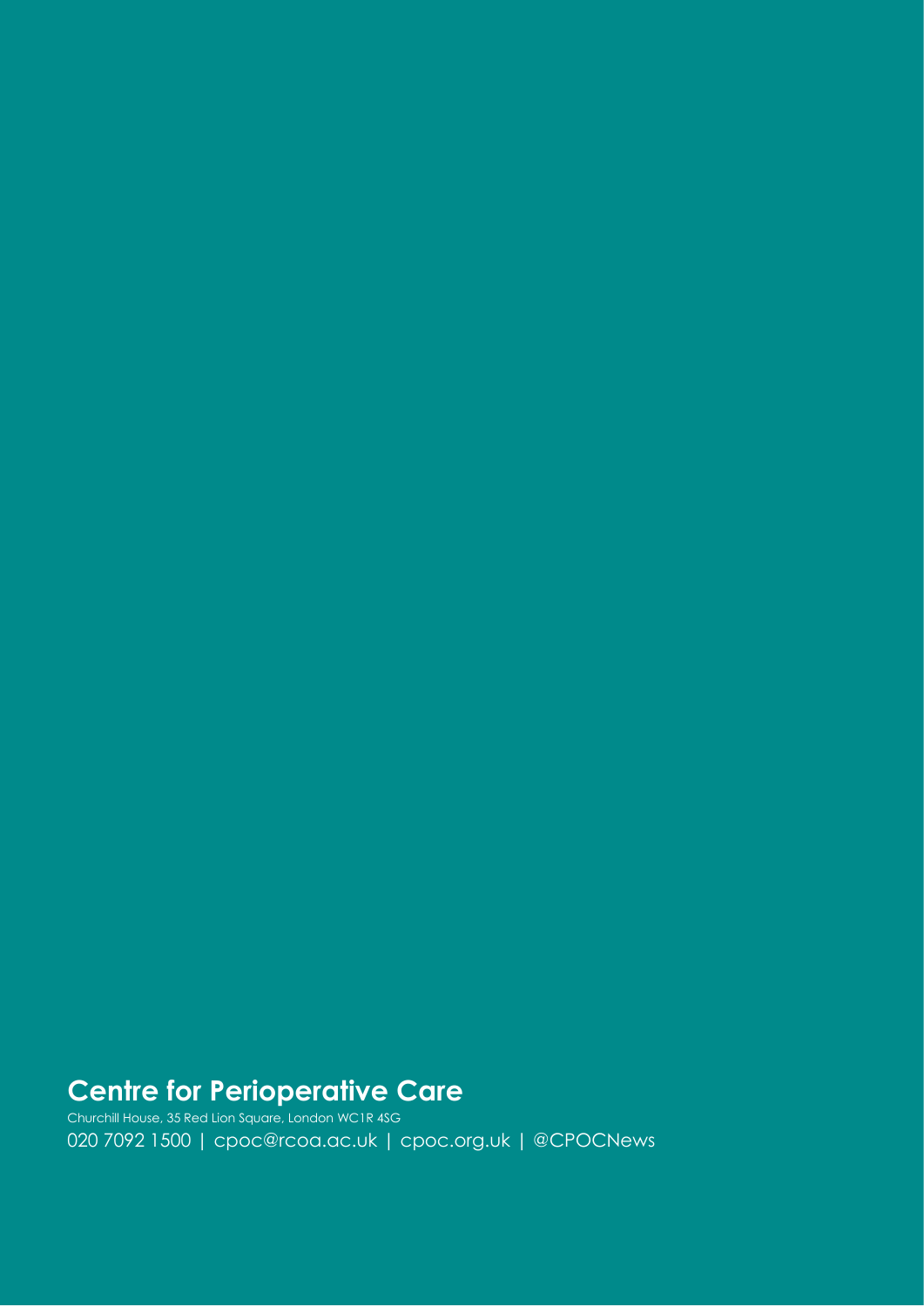**Centre for Perioperative Care**

Churchill House, 35 Red Lion Square, London WC1R 4SG

020 7092 1500 | cpoc@rcoa.ac.uk | cpoc.org.uk | @CPOCNews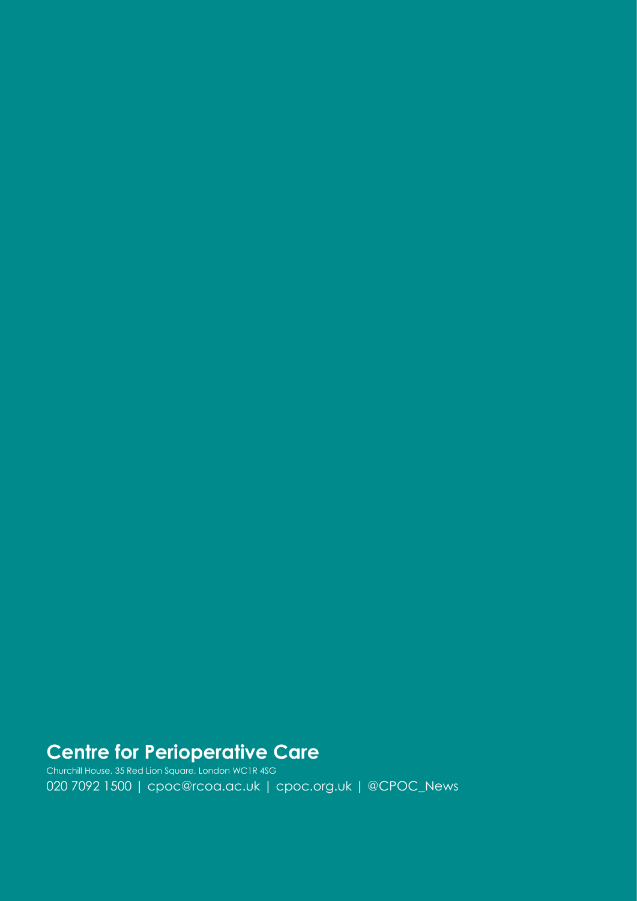**Centre for Perioperative Care**

Churchill House, 35 Red Lion Square, London WC1R 4SG

020 7092 1500 | cpoc@rcoa.ac.uk | cpoc.org.uk | @CPOC_News